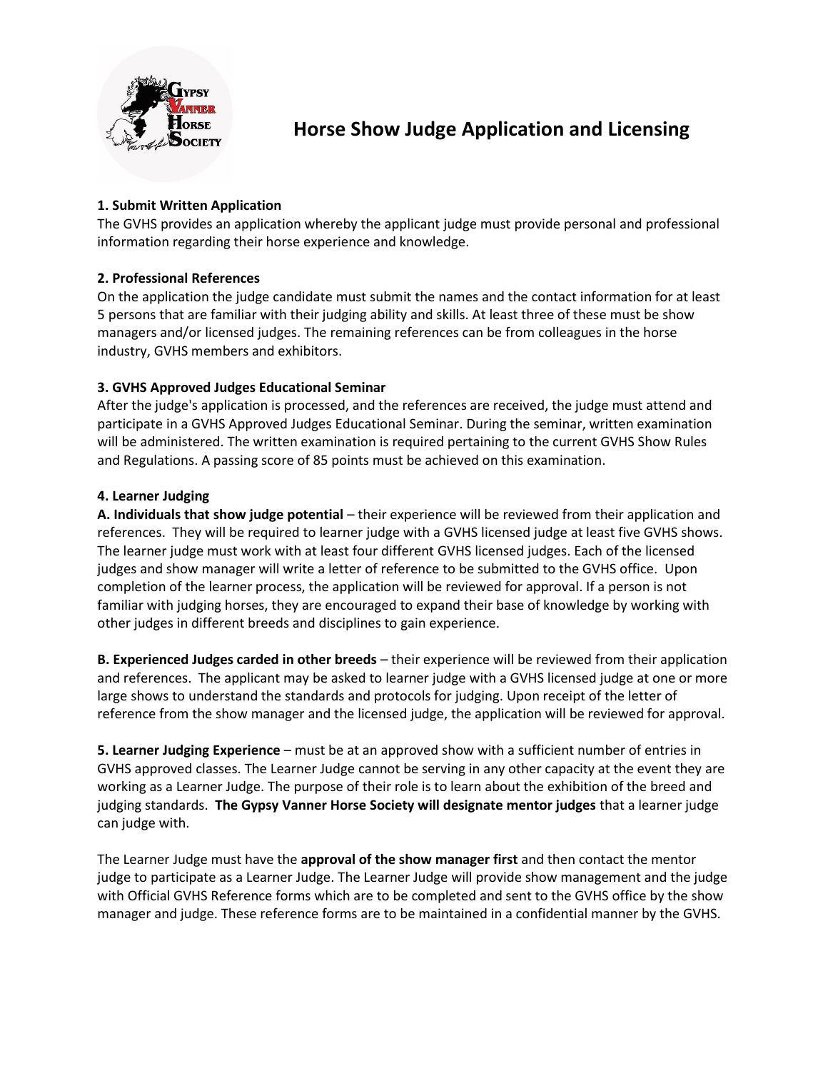# Horse Show Judge Application and Licensing

**1. Submit Written Application**

The GVHS provides an application whereby the applicant judge must provide personal and professional information regarding their horse experience and knowledge.

**2. Professional References**

On the application the judge candidate must submit the names and the contact information for at least 5 persons that are familiar with their judging ability and skills. At least three of these must be show managers and/or licensed judges. The remaining references can be from colleagues in the horse industry, GVHS members and exhibitors.

**3. GVHS Approved Judges Educational Seminar**

After the judge's application is processed, and the references are received, the judge must attend and participate in a GVHS Approved Judges Educational Seminar. During the seminar, written examination will be administered. The written examination is required pertaining to the current GVHS Show Rules and Regulations. A passing score of 85 points must be achieved on this examination.

**4. Learner Judging**

**A. Individuals that show judge potential** – their experience will be reviewed from their application and references. They will be required to learner judge with a GVHS licensed judge at least five GVHS shows. The learner judge must work with at least four different GVHS licensed judges. Each of the licensed judges and show manager will write a letter of reference to be submitted to the GVHS office. Upon completion of the learner process, the application will be reviewed for approval. If a person is not familiar with judging horses, they are encouraged to expand their base of knowledge by working with other judges in different breeds and disciplines to gain experience.

**B. Experienced Judges carded in other breeds** – their experience will be reviewed from their application and references. The applicant may be asked to learner judge with a GVHS licensed judge at one or more large shows to understand the standards and protocols for judging. Upon receipt of the letter of reference from the show manager and the licensed judge, the application will be reviewed for approval.

**5. Learner Judging Experience** – must be at an approved show with a sufficient number of entries in GVHS approved classes. The Learner Judge cannot be serving in any other capacity at the event they are working as a Learner Judge. The purpose of their role is to learn about the exhibition of the breed and judging standards. **The Gypsy Vanner Horse Society will designate mentor judges** that a learner judge can judge with.

The Learner Judge must have the **approval of the show manager first** and then contact the mentor judge to participate as a Learner Judge. The Learner Judge will provide show management and the judge with Official GVHS Reference forms which are to be completed and sent to the GVHS office by the show manager and judge. These reference forms are to be maintained in a confidential manner by the GVHS.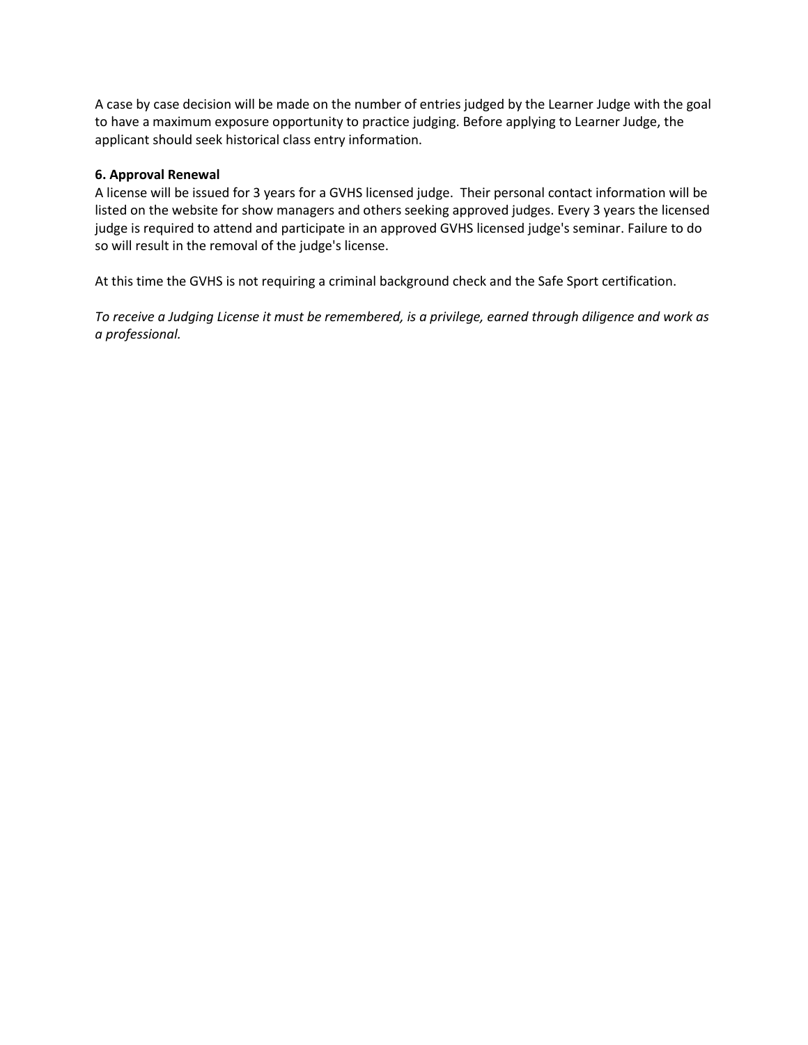A case by case decision will be made on the number of entries judged by the Learner Judge with the goal to have a maximum exposure opportunity to practice judging. Before applying to Learner Judge, the applicant should seek historical class entry information.

**6. Approval Renewal**

A license will be issued for 3 years for a GVHS licensed judge. Their personal contact information will be listed on the website for show managers and others seeking approved judges. Every 3 years the licensed judge is required to attend and participate in an approved GVHS licensed judge's seminar. Failure to do so will result in the removal of the judge's license.

At this time the GVHS is not requiring a criminal background check and the Safe Sport certification.

*To receive a Judging License it must be remembered, is a privilege, earned through diligence and work as a professional.*